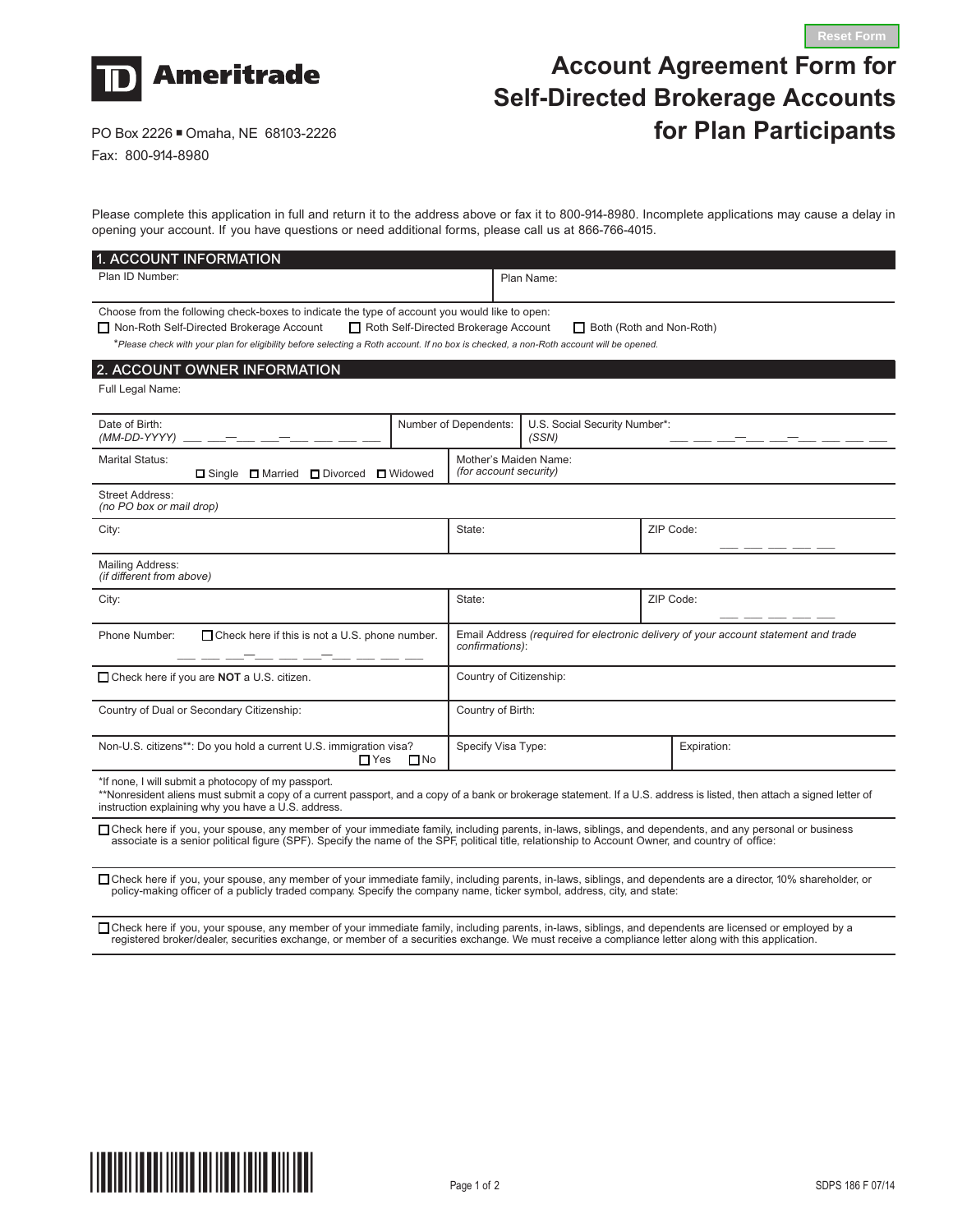Reset Form

**TD Ameritrade**

PO Box 2226 ▪ Omaha, NE 68103-2226
Fax: 800-914-8980

# Account Agreement Form for Self-Directed Brokerage Accounts for Plan Participants

Please complete this application in full and return it to the address above or fax it to 800-914-8980. Incomplete applications may cause a delay in opening your account. If you have questions or need additional forms, please call us at 866-766-4015.

## 1. ACCOUNT INFORMATION

| Plan ID Number: | Plan Name: |
|---|---|

Choose from the following check-boxes to indicate the type of account you would like to open:

☐ Non-Roth Self-Directed Brokerage Account ☐ Roth Self-Directed Brokerage Account ☐ Both (Roth and Non-Roth)

**Please check with your plan for eligibility before selecting a Roth account. If no box is checked, a non-Roth account will be opened.*

## 2. ACCOUNT OWNER INFORMATION

Full Legal Name:

| Date of Birth: *(MM-DD-YYYY)* __ __–__ __–__ __ __ __ | Number of Dependents: | U.S. Social Security Number*: *(SSN)* __ __ __–__ __–__ __ __ __ |
|---|---|---|

| Marital Status: ☐ Single ☐ Married ☐ Divorced ☐ Widowed | Mother's Maiden Name: *(for account security)* |
|---|---|

Street Address: *(no PO box or mail drop)*

| City: | State: | ZIP Code: __ __ __ __ __ |
|---|---|---|

Mailing Address: *(if different from above)*

| City: | State: | ZIP Code: __ __ __ __ __ |
|---|---|---|

| Phone Number: ☐ Check here if this is not a U.S. phone number. __ __ __–__ __ __–__ __ __ __ | Email Address *(required for electronic delivery of your account statement and trade confirmations)*: |
|---|---|
| ☐ Check here if you are **NOT** a U.S. citizen. | Country of Citizenship: |
| Country of Dual or Secondary Citizenship: | Country of Birth: |

| Non-U.S. citizens**: Do you hold a current U.S. immigration visa? ☐ Yes ☐ No | Specify Visa Type: | Expiration: |
|---|---|---|

*If none, I will submit a photocopy of my passport.
**Nonresident aliens must submit a copy of a current passport, and a copy of a bank or brokerage statement. If a U.S. address is listed, then attach a signed letter of instruction explaining why you have a U.S. address.

☐ Check here if you, your spouse, any member of your immediate family, including parents, in-laws, siblings, and dependents, and any personal or business associate is a senior political figure (SPF). Specify the name of the SPF, political title, relationship to Account Owner, and country of office:

☐ Check here if you, your spouse, any member of your immediate family, including parents, in-laws, siblings, and dependents are a director, 10% shareholder, or policy-making officer of a publicly traded company. Specify the company name, ticker symbol, address, city, and state:

☐ Check here if you, your spouse, any member of your immediate family, including parents, in-laws, siblings, and dependents are licensed or employed by a registered broker/dealer, securities exchange, or member of a securities exchange. We must receive a compliance letter along with this application.

SDPS 186 F 07/14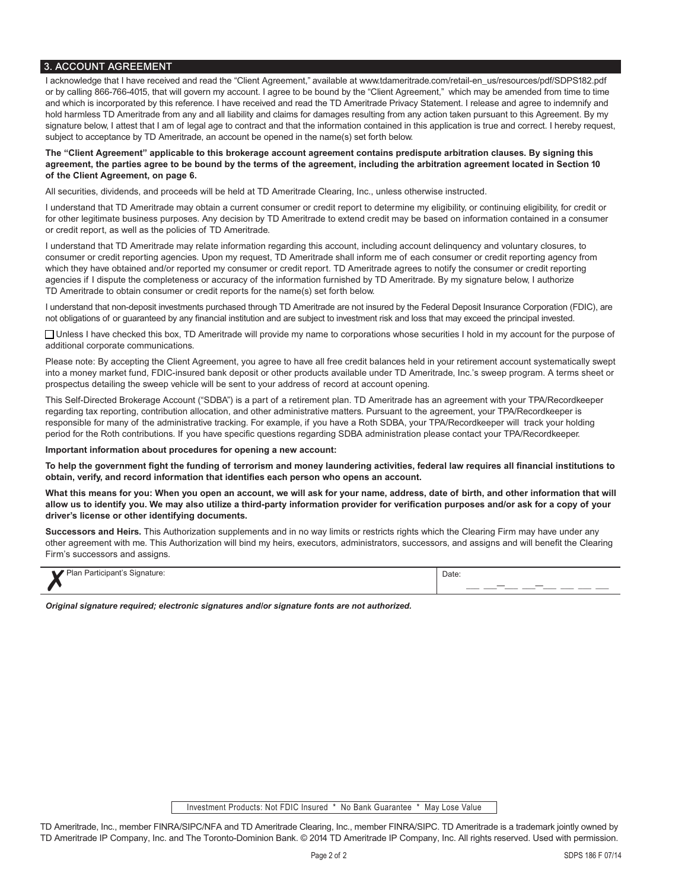## 3. ACCOUNT AGREEMENT

I acknowledge that I have received and read the "Client Agreement," available at www.tdameritrade.com/retail-en_us/resources/pdf/SDPS182.pdf or by calling 866-766-4015, that will govern my account. I agree to be bound by the "Client Agreement," which may be amended from time to time and which is incorporated by this reference. I have received and read the TD Ameritrade Privacy Statement. I release and agree to indemnify and hold harmless TD Ameritrade from any and all liability and claims for damages resulting from any action taken pursuant to this Agreement. By my signature below, I attest that I am of legal age to contract and that the information contained in this application is true and correct. I hereby request, subject to acceptance by TD Ameritrade, an account be opened in the name(s) set forth below.

**The "Client Agreement" applicable to this brokerage account agreement contains predispute arbitration clauses. By signing this agreement, the parties agree to be bound by the terms of the agreement, including the arbitration agreement located in Section 10 of the Client Agreement, on page 6.**

All securities, dividends, and proceeds will be held at TD Ameritrade Clearing, Inc., unless otherwise instructed.

I understand that TD Ameritrade may obtain a current consumer or credit report to determine my eligibility, or continuing eligibility, for credit or for other legitimate business purposes. Any decision by TD Ameritrade to extend credit may be based on information contained in a consumer or credit report, as well as the policies of TD Ameritrade.

I understand that TD Ameritrade may relate information regarding this account, including account delinquency and voluntary closures, to consumer or credit reporting agencies. Upon my request, TD Ameritrade shall inform me of each consumer or credit reporting agency from which they have obtained and/or reported my consumer or credit report. TD Ameritrade agrees to notify the consumer or credit reporting agencies if I dispute the completeness or accuracy of the information furnished by TD Ameritrade. By my signature below, I authorize TD Ameritrade to obtain consumer or credit reports for the name(s) set forth below.

I understand that non-deposit investments purchased through TD Ameritrade are not insured by the Federal Deposit Insurance Corporation (FDIC), are not obligations of or guaranteed by any financial institution and are subject to investment risk and loss that may exceed the principal invested.

☐ Unless I have checked this box, TD Ameritrade will provide my name to corporations whose securities I hold in my account for the purpose of additional corporate communications.

Please note: By accepting the Client Agreement, you agree to have all free credit balances held in your retirement account systematically swept into a money market fund, FDIC-insured bank deposit or other products available under TD Ameritrade, Inc.'s sweep program. A terms sheet or prospectus detailing the sweep vehicle will be sent to your address of record at account opening.

This Self-Directed Brokerage Account ("SDBA") is a part of a retirement plan. TD Ameritrade has an agreement with your TPA/Recordkeeper regarding tax reporting, contribution allocation, and other administrative matters. Pursuant to the agreement, your TPA/Recordkeeper is responsible for many of the administrative tracking. For example, if you have a Roth SDBA, your TPA/Recordkeeper will track your holding period for the Roth contributions. If you have specific questions regarding SDBA administration please contact your TPA/Recordkeeper.

**Important information about procedures for opening a new account:**

**To help the government fight the funding of terrorism and money laundering activities, federal law requires all financial institutions to obtain, verify, and record information that identifies each person who opens an account.**

**What this means for you: When you open an account, we will ask for your name, address, date of birth, and other information that will allow us to identify you. We may also utilize a third-party information provider for verification purposes and/or ask for a copy of your driver's license or other identifying documents.**

**Successors and Heirs.** This Authorization supplements and in no way limits or restricts rights which the Clearing Firm may have under any other agreement with me. This Authorization will bind my heirs, executors, administrators, successors, and assigns and will benefit the Clearing Firm's successors and assigns.

| | |
|---|---|
| ✗ Plan Participant's Signature: | Date: __ __ – __ __ – __ __ __ __ |

***Original signature required; electronic signatures and/or signature fonts are not authorized.***

Investment Products: Not FDIC Insured * No Bank Guarantee * May Lose Value

TD Ameritrade, Inc., member FINRA/SIPC/NFA and TD Ameritrade Clearing, Inc., member FINRA/SIPC. TD Ameritrade is a trademark jointly owned by TD Ameritrade IP Company, Inc. and The Toronto-Dominion Bank. © 2014 TD Ameritrade IP Company, Inc. All rights reserved. Used with permission.

SDPS 186 F 07/14